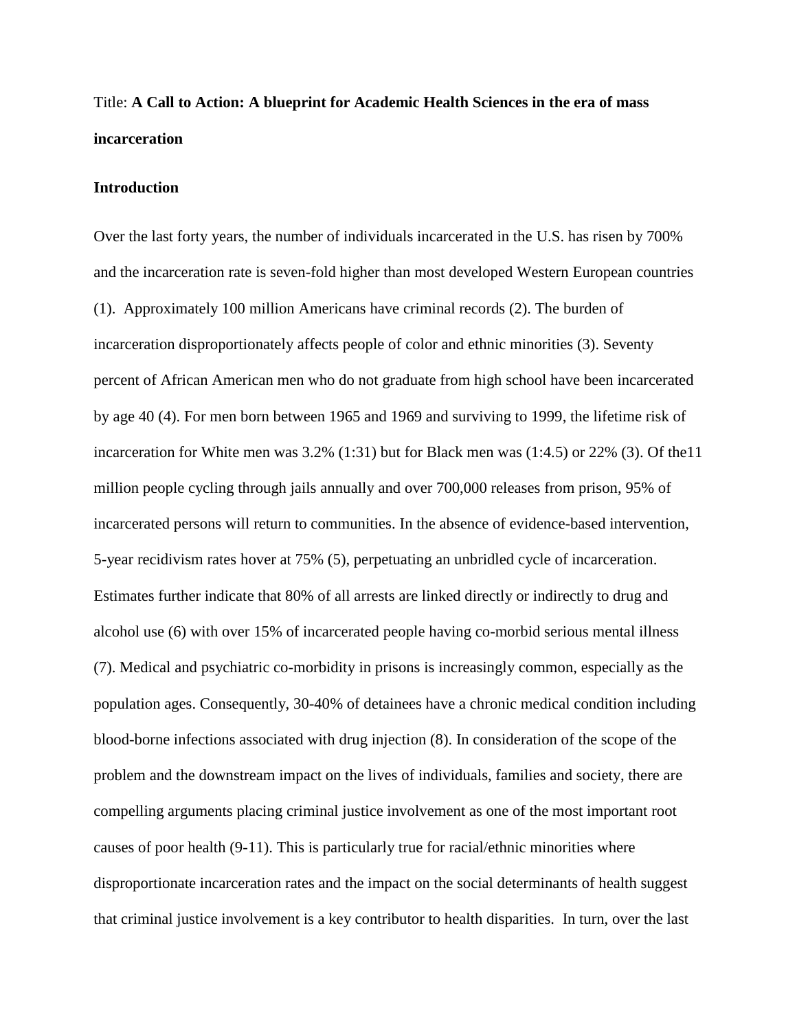Title: **A Call to Action: A blueprint for Academic Health Sciences in the era of mass incarceration**

## Introduction

Over the last forty years, the number of individuals incarcerated in the U.S. has risen by 700% and the incarceration rate is seven-fold higher than most developed Western European countries (1). Approximately 100 million Americans have criminal records (2). The burden of incarceration disproportionately affects people of color and ethnic minorities (3). Seventy percent of African American men who do not graduate from high school have been incarcerated by age 40 (4). For men born between 1965 and 1969 and surviving to 1999, the lifetime risk of incarceration for White men was 3.2% (1:31) but for Black men was (1:4.5) or 22% (3). Of the11 million people cycling through jails annually and over 700,000 releases from prison, 95% of incarcerated persons will return to communities. In the absence of evidence-based intervention, 5-year recidivism rates hover at 75% (5), perpetuating an unbridled cycle of incarceration. Estimates further indicate that 80% of all arrests are linked directly or indirectly to drug and alcohol use (6) with over 15% of incarcerated people having co-morbid serious mental illness (7). Medical and psychiatric co-morbidity in prisons is increasingly common, especially as the population ages. Consequently, 30-40% of detainees have a chronic medical condition including blood-borne infections associated with drug injection (8). In consideration of the scope of the problem and the downstream impact on the lives of individuals, families and society, there are compelling arguments placing criminal justice involvement as one of the most important root causes of poor health (9-11). This is particularly true for racial/ethnic minorities where disproportionate incarceration rates and the impact on the social determinants of health suggest that criminal justice involvement is a key contributor to health disparities. In turn, over the last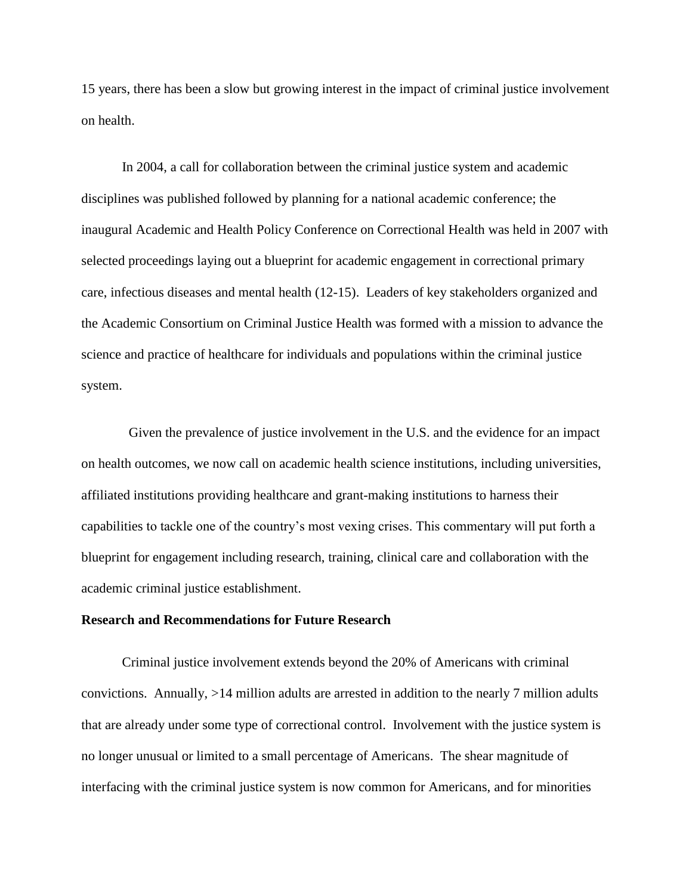15 years, there has been a slow but growing interest in the impact of criminal justice involvement on health.

In 2004, a call for collaboration between the criminal justice system and academic disciplines was published followed by planning for a national academic conference; the inaugural Academic and Health Policy Conference on Correctional Health was held in 2007 with selected proceedings laying out a blueprint for academic engagement in correctional primary care, infectious diseases and mental health (12-15). Leaders of key stakeholders organized and the Academic Consortium on Criminal Justice Health was formed with a mission to advance the science and practice of healthcare for individuals and populations within the criminal justice system.

Given the prevalence of justice involvement in the U.S. and the evidence for an impact on health outcomes, we now call on academic health science institutions, including universities, affiliated institutions providing healthcare and grant-making institutions to harness their capabilities to tackle one of the country's most vexing crises. This commentary will put forth a blueprint for engagement including research, training, clinical care and collaboration with the academic criminal justice establishment.

**Research and Recommendations for Future Research**

Criminal justice involvement extends beyond the 20% of Americans with criminal convictions. Annually, >14 million adults are arrested in addition to the nearly 7 million adults that are already under some type of correctional control. Involvement with the justice system is no longer unusual or limited to a small percentage of Americans. The shear magnitude of interfacing with the criminal justice system is now common for Americans, and for minorities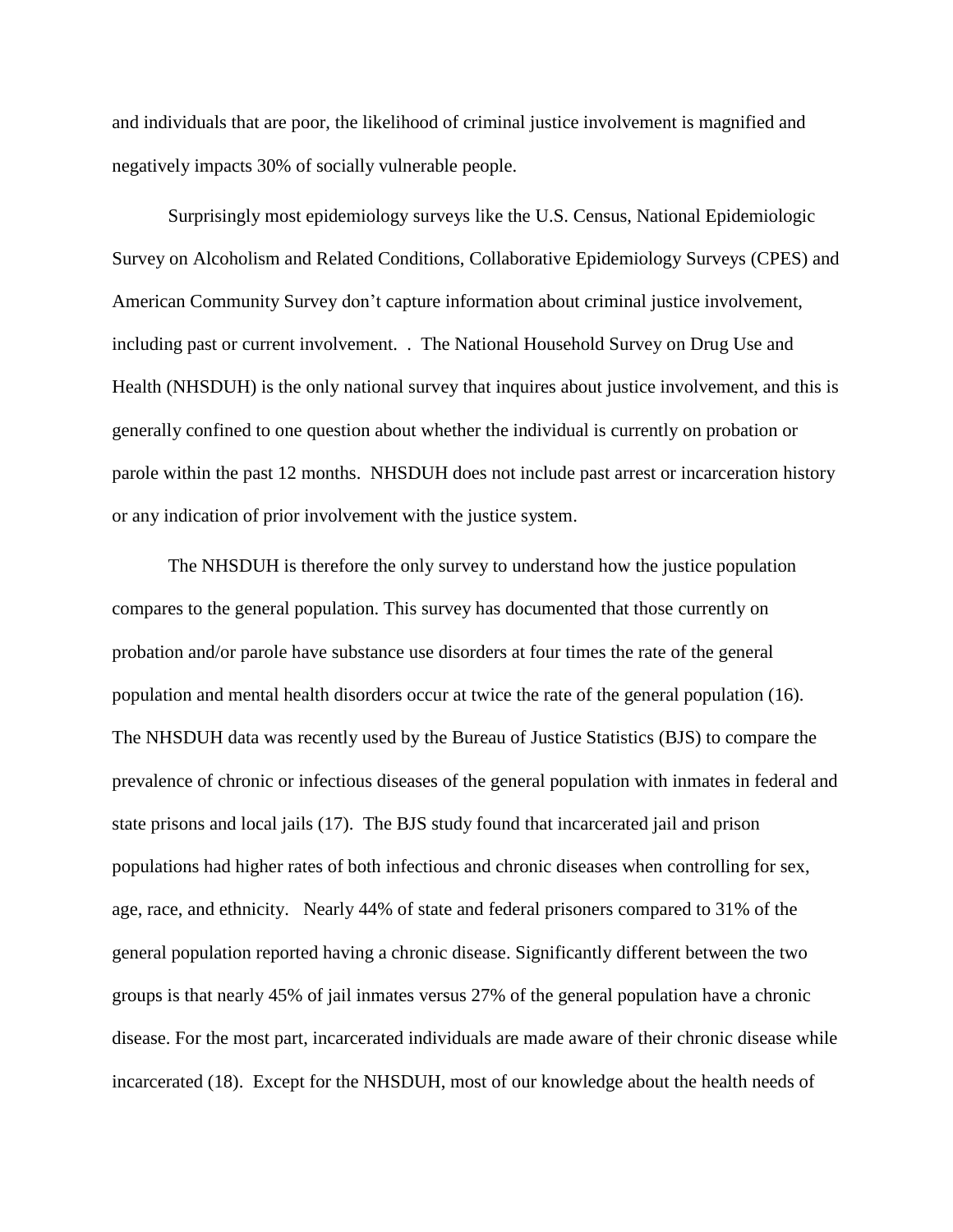and individuals that are poor, the likelihood of criminal justice involvement is magnified and negatively impacts 30% of socially vulnerable people.

Surprisingly most epidemiology surveys like the U.S. Census, National Epidemiologic Survey on Alcoholism and Related Conditions, Collaborative Epidemiology Surveys (CPES) and American Community Survey don't capture information about criminal justice involvement, including past or current involvement. . The National Household Survey on Drug Use and Health (NHSDUH) is the only national survey that inquires about justice involvement, and this is generally confined to one question about whether the individual is currently on probation or parole within the past 12 months. NHSDUH does not include past arrest or incarceration history or any indication of prior involvement with the justice system.

The NHSDUH is therefore the only survey to understand how the justice population compares to the general population. This survey has documented that those currently on probation and/or parole have substance use disorders at four times the rate of the general population and mental health disorders occur at twice the rate of the general population (16). The NHSDUH data was recently used by the Bureau of Justice Statistics (BJS) to compare the prevalence of chronic or infectious diseases of the general population with inmates in federal and state prisons and local jails (17). The BJS study found that incarcerated jail and prison populations had higher rates of both infectious and chronic diseases when controlling for sex, age, race, and ethnicity. Nearly 44% of state and federal prisoners compared to 31% of the general population reported having a chronic disease. Significantly different between the two groups is that nearly 45% of jail inmates versus 27% of the general population have a chronic disease. For the most part, incarcerated individuals are made aware of their chronic disease while incarcerated (18). Except for the NHSDUH, most of our knowledge about the health needs of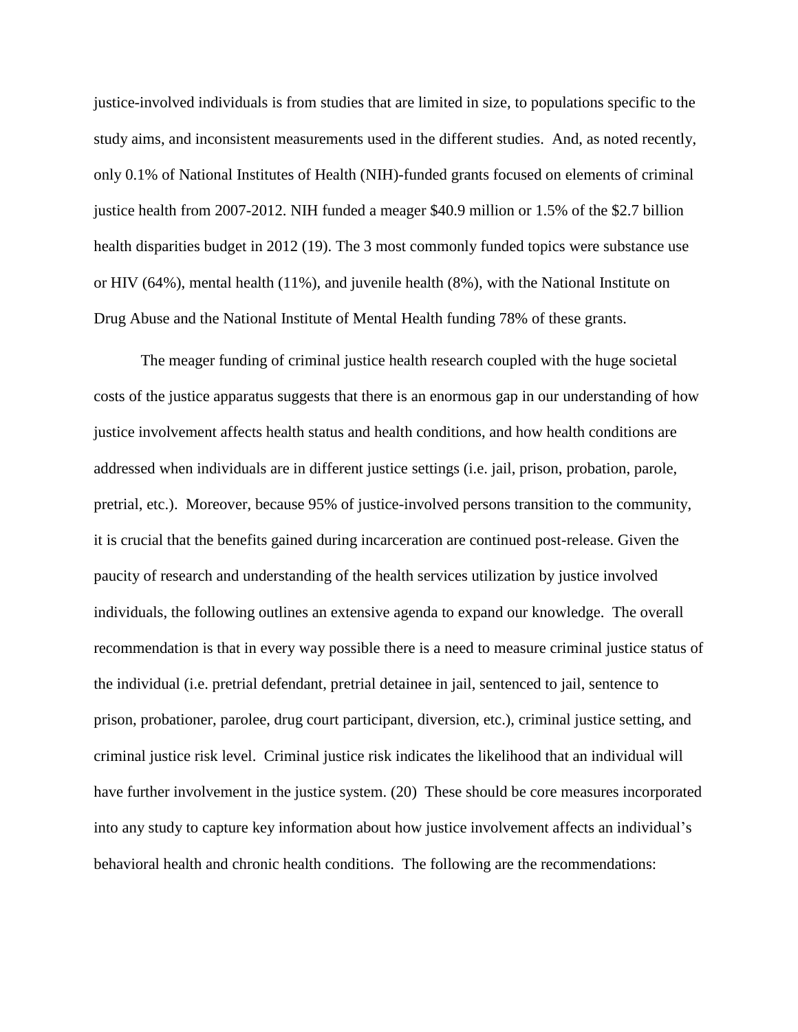justice-involved individuals is from studies that are limited in size, to populations specific to the study aims, and inconsistent measurements used in the different studies. And, as noted recently, only 0.1% of National Institutes of Health (NIH)-funded grants focused on elements of criminal justice health from 2007-2012. NIH funded a meager $40.9 million or 1.5% of the $2.7 billion health disparities budget in 2012 (19). The 3 most commonly funded topics were substance use or HIV (64%), mental health (11%), and juvenile health (8%), with the National Institute on Drug Abuse and the National Institute of Mental Health funding 78% of these grants.

The meager funding of criminal justice health research coupled with the huge societal costs of the justice apparatus suggests that there is an enormous gap in our understanding of how justice involvement affects health status and health conditions, and how health conditions are addressed when individuals are in different justice settings (i.e. jail, prison, probation, parole, pretrial, etc.). Moreover, because 95% of justice-involved persons transition to the community, it is crucial that the benefits gained during incarceration are continued post-release. Given the paucity of research and understanding of the health services utilization by justice involved individuals, the following outlines an extensive agenda to expand our knowledge. The overall recommendation is that in every way possible there is a need to measure criminal justice status of the individual (i.e. pretrial defendant, pretrial detainee in jail, sentenced to jail, sentence to prison, probationer, parolee, drug court participant, diversion, etc.), criminal justice setting, and criminal justice risk level. Criminal justice risk indicates the likelihood that an individual will have further involvement in the justice system. (20) These should be core measures incorporated into any study to capture key information about how justice involvement affects an individual's behavioral health and chronic health conditions. The following are the recommendations: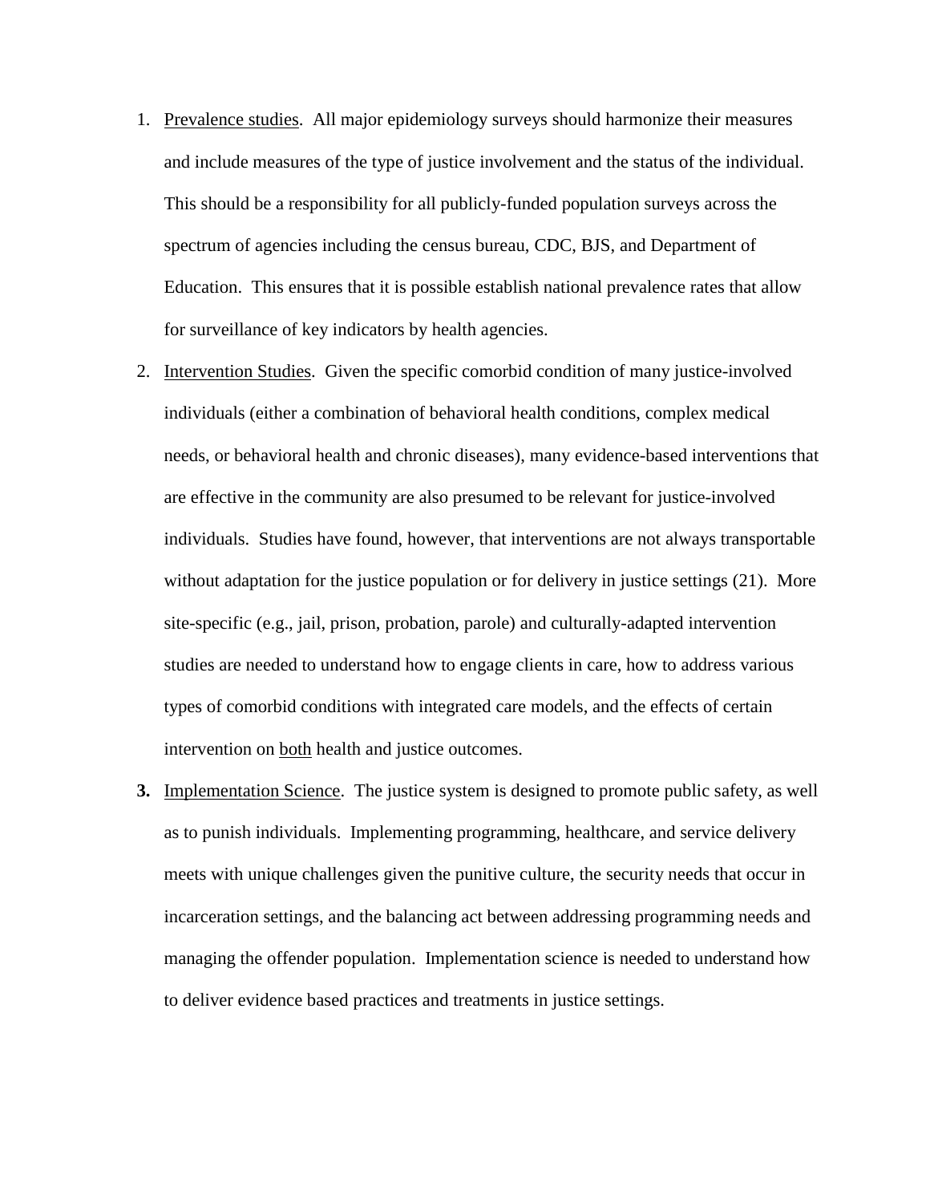1. <u>Prevalence studies</u>. All major epidemiology surveys should harmonize their measures and include measures of the type of justice involvement and the status of the individual. This should be a responsibility for all publicly-funded population surveys across the spectrum of agencies including the census bureau, CDC, BJS, and Department of Education. This ensures that it is possible establish national prevalence rates that allow for surveillance of key indicators by health agencies.
2. <u>Intervention Studies</u>. Given the specific comorbid condition of many justice-involved individuals (either a combination of behavioral health conditions, complex medical needs, or behavioral health and chronic diseases), many evidence-based interventions that are effective in the community are also presumed to be relevant for justice-involved individuals. Studies have found, however, that interventions are not always transportable without adaptation for the justice population or for delivery in justice settings (21). More site-specific (e.g., jail, prison, probation, parole) and culturally-adapted intervention studies are needed to understand how to engage clients in care, how to address various types of comorbid conditions with integrated care models, and the effects of certain intervention on <u>both</u> health and justice outcomes.
3. <u>Implementation Science</u>. The justice system is designed to promote public safety, as well as to punish individuals. Implementing programming, healthcare, and service delivery meets with unique challenges given the punitive culture, the security needs that occur in incarceration settings, and the balancing act between addressing programming needs and managing the offender population. Implementation science is needed to understand how to deliver evidence based practices and treatments in justice settings.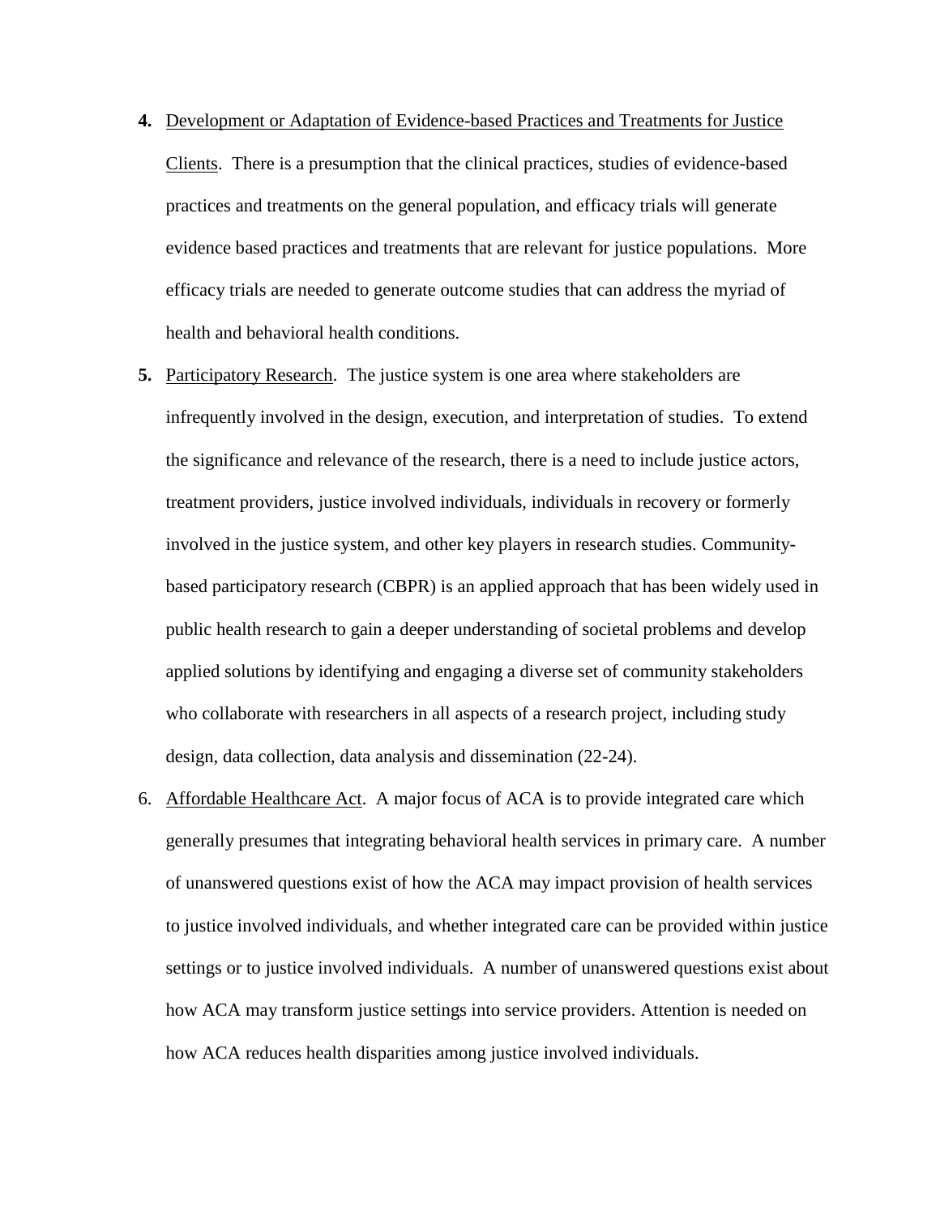4. **Development or Adaptation of Evidence-based Practices and Treatments for Justice Clients**. There is a presumption that the clinical practices, studies of evidence-based practices and treatments on the general population, and efficacy trials will generate evidence based practices and treatments that are relevant for justice populations. More efficacy trials are needed to generate outcome studies that can address the myriad of health and behavioral health conditions.

5. **Participatory Research**. The justice system is one area where stakeholders are infrequently involved in the design, execution, and interpretation of studies. To extend the significance and relevance of the research, there is a need to include justice actors, treatment providers, justice involved individuals, individuals in recovery or formerly involved in the justice system, and other key players in research studies. Community-based participatory research (CBPR) is an applied approach that has been widely used in public health research to gain a deeper understanding of societal problems and develop applied solutions by identifying and engaging a diverse set of community stakeholders who collaborate with researchers in all aspects of a research project, including study design, data collection, data analysis and dissemination (22-24).

6. Affordable Healthcare Act. A major focus of ACA is to provide integrated care which generally presumes that integrating behavioral health services in primary care. A number of unanswered questions exist of how the ACA may impact provision of health services to justice involved individuals, and whether integrated care can be provided within justice settings or to justice involved individuals. A number of unanswered questions exist about how ACA may transform justice settings into service providers. Attention is needed on how ACA reduces health disparities among justice involved individuals.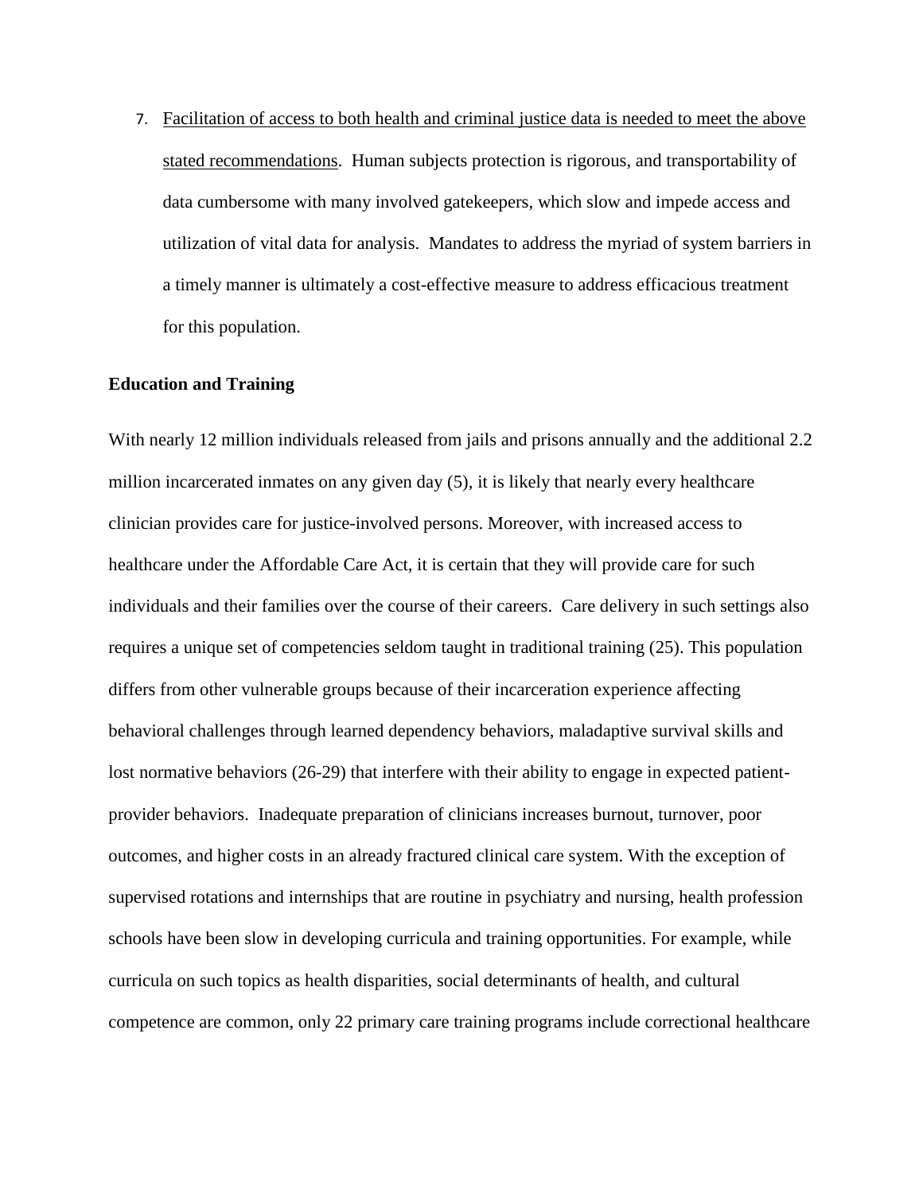7. <u>Facilitation of access to both health and criminal justice data is needed to meet the above stated recommendations</u>. Human subjects protection is rigorous, and transportability of data cumbersome with many involved gatekeepers, which slow and impede access and utilization of vital data for analysis. Mandates to address the myriad of system barriers in a timely manner is ultimately a cost-effective measure to address efficacious treatment for this population.

**Education and Training**

With nearly 12 million individuals released from jails and prisons annually and the additional 2.2 million incarcerated inmates on any given day (5), it is likely that nearly every healthcare clinician provides care for justice-involved persons. Moreover, with increased access to healthcare under the Affordable Care Act, it is certain that they will provide care for such individuals and their families over the course of their careers. Care delivery in such settings also requires a unique set of competencies seldom taught in traditional training (25). This population differs from other vulnerable groups because of their incarceration experience affecting behavioral challenges through learned dependency behaviors, maladaptive survival skills and lost normative behaviors (26-29) that interfere with their ability to engage in expected patient-provider behaviors. Inadequate preparation of clinicians increases burnout, turnover, poor outcomes, and higher costs in an already fractured clinical care system. With the exception of supervised rotations and internships that are routine in psychiatry and nursing, health profession schools have been slow in developing curricula and training opportunities. For example, while curricula on such topics as health disparities, social determinants of health, and cultural competence are common, only 22 primary care training programs include correctional healthcare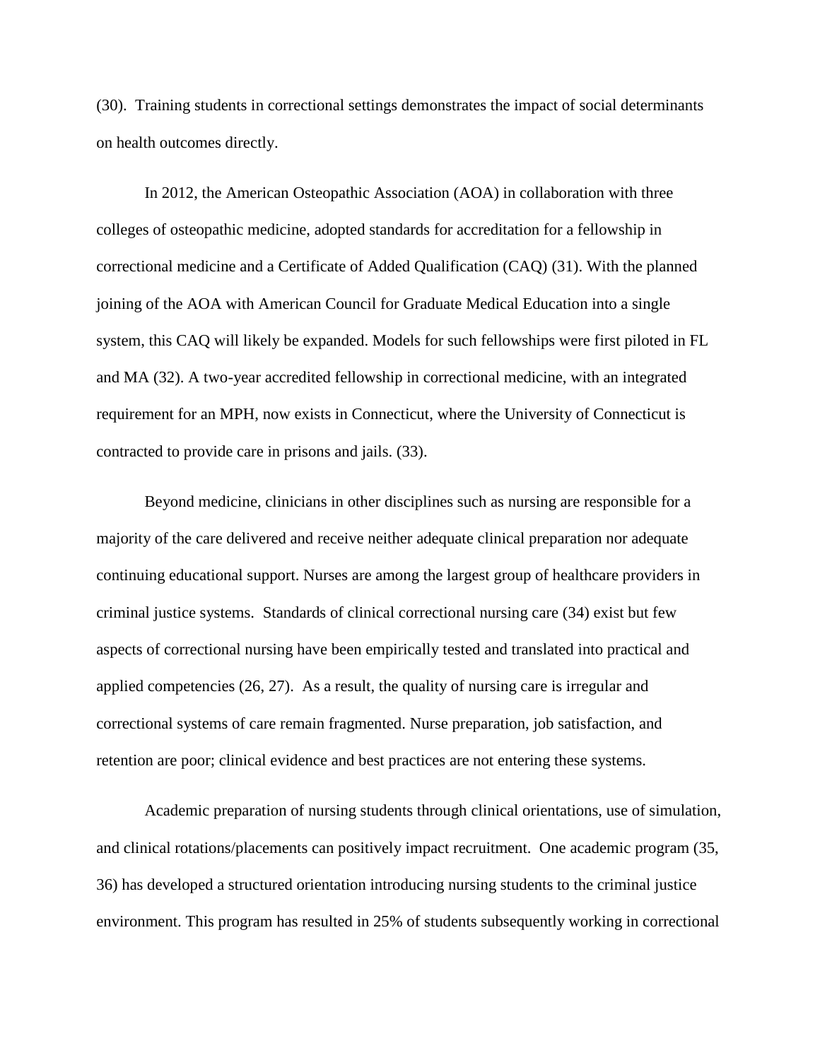(30). Training students in correctional settings demonstrates the impact of social determinants on health outcomes directly.

In 2012, the American Osteopathic Association (AOA) in collaboration with three colleges of osteopathic medicine, adopted standards for accreditation for a fellowship in correctional medicine and a Certificate of Added Qualification (CAQ) (31). With the planned joining of the AOA with American Council for Graduate Medical Education into a single system, this CAQ will likely be expanded. Models for such fellowships were first piloted in FL and MA (32). A two-year accredited fellowship in correctional medicine, with an integrated requirement for an MPH, now exists in Connecticut, where the University of Connecticut is contracted to provide care in prisons and jails. (33).

Beyond medicine, clinicians in other disciplines such as nursing are responsible for a majority of the care delivered and receive neither adequate clinical preparation nor adequate continuing educational support. Nurses are among the largest group of healthcare providers in criminal justice systems. Standards of clinical correctional nursing care (34) exist but few aspects of correctional nursing have been empirically tested and translated into practical and applied competencies (26, 27). As a result, the quality of nursing care is irregular and correctional systems of care remain fragmented. Nurse preparation, job satisfaction, and retention are poor; clinical evidence and best practices are not entering these systems.

Academic preparation of nursing students through clinical orientations, use of simulation, and clinical rotations/placements can positively impact recruitment. One academic program (35, 36) has developed a structured orientation introducing nursing students to the criminal justice environment. This program has resulted in 25% of students subsequently working in correctional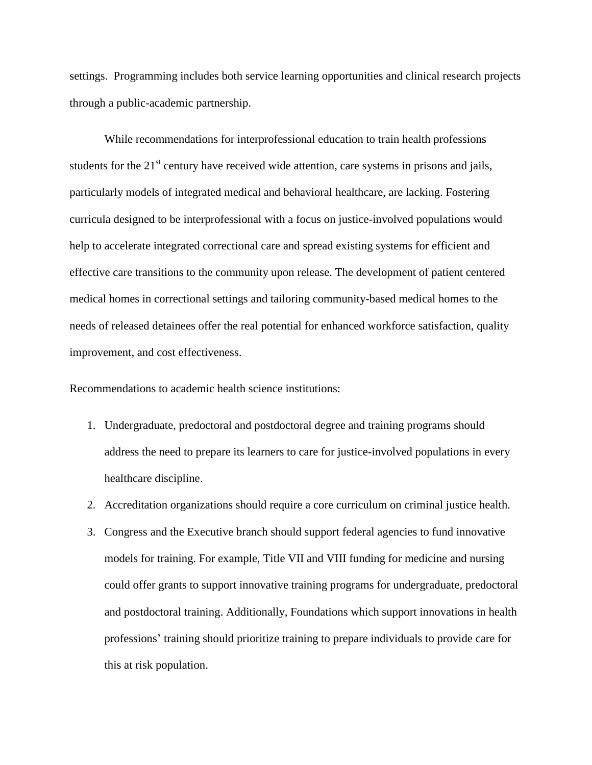settings. Programming includes both service learning opportunities and clinical research projects through a public-academic partnership.

While recommendations for interprofessional education to train health professions students for the 21st century have received wide attention, care systems in prisons and jails, particularly models of integrated medical and behavioral healthcare, are lacking. Fostering curricula designed to be interprofessional with a focus on justice-involved populations would help to accelerate integrated correctional care and spread existing systems for efficient and effective care transitions to the community upon release. The development of patient centered medical homes in correctional settings and tailoring community-based medical homes to the needs of released detainees offer the real potential for enhanced workforce satisfaction, quality improvement, and cost effectiveness.

Recommendations to academic health science institutions:

1. Undergraduate, predoctoral and postdoctoral degree and training programs should address the need to prepare its learners to care for justice-involved populations in every healthcare discipline.
2. Accreditation organizations should require a core curriculum on criminal justice health.
3. Congress and the Executive branch should support federal agencies to fund innovative models for training. For example, Title VII and VIII funding for medicine and nursing could offer grants to support innovative training programs for undergraduate, predoctoral and postdoctoral training. Additionally, Foundations which support innovations in health professions' training should prioritize training to prepare individuals to provide care for this at risk population.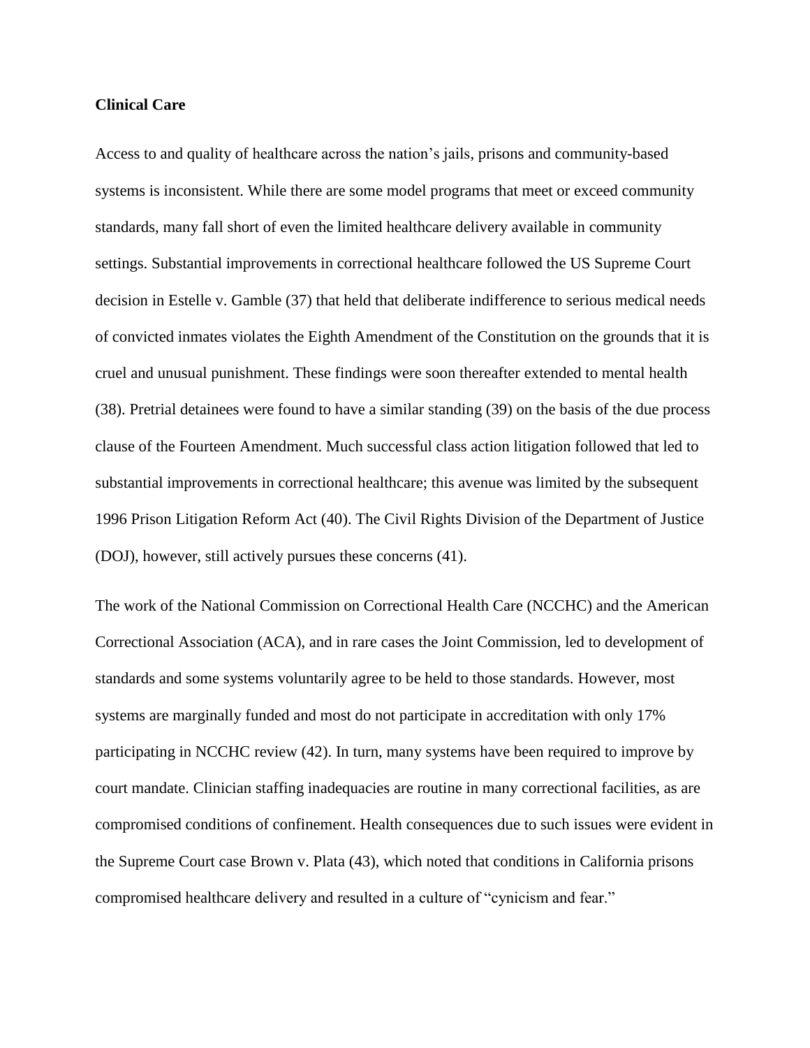**Clinical Care**

Access to and quality of healthcare across the nation's jails, prisons and community-based systems is inconsistent. While there are some model programs that meet or exceed community standards, many fall short of even the limited healthcare delivery available in community settings. Substantial improvements in correctional healthcare followed the US Supreme Court decision in Estelle v. Gamble (37) that held that deliberate indifference to serious medical needs of convicted inmates violates the Eighth Amendment of the Constitution on the grounds that it is cruel and unusual punishment. These findings were soon thereafter extended to mental health (38). Pretrial detainees were found to have a similar standing (39) on the basis of the due process clause of the Fourteen Amendment. Much successful class action litigation followed that led to substantial improvements in correctional healthcare; this avenue was limited by the subsequent 1996 Prison Litigation Reform Act (40). The Civil Rights Division of the Department of Justice (DOJ), however, still actively pursues these concerns (41).

The work of the National Commission on Correctional Health Care (NCCHC) and the American Correctional Association (ACA), and in rare cases the Joint Commission, led to development of standards and some systems voluntarily agree to be held to those standards. However, most systems are marginally funded and most do not participate in accreditation with only 17% participating in NCCHC review (42). In turn, many systems have been required to improve by court mandate. Clinician staffing inadequacies are routine in many correctional facilities, as are compromised conditions of confinement. Health consequences due to such issues were evident in the Supreme Court case Brown v. Plata (43), which noted that conditions in California prisons compromised healthcare delivery and resulted in a culture of "cynicism and fear."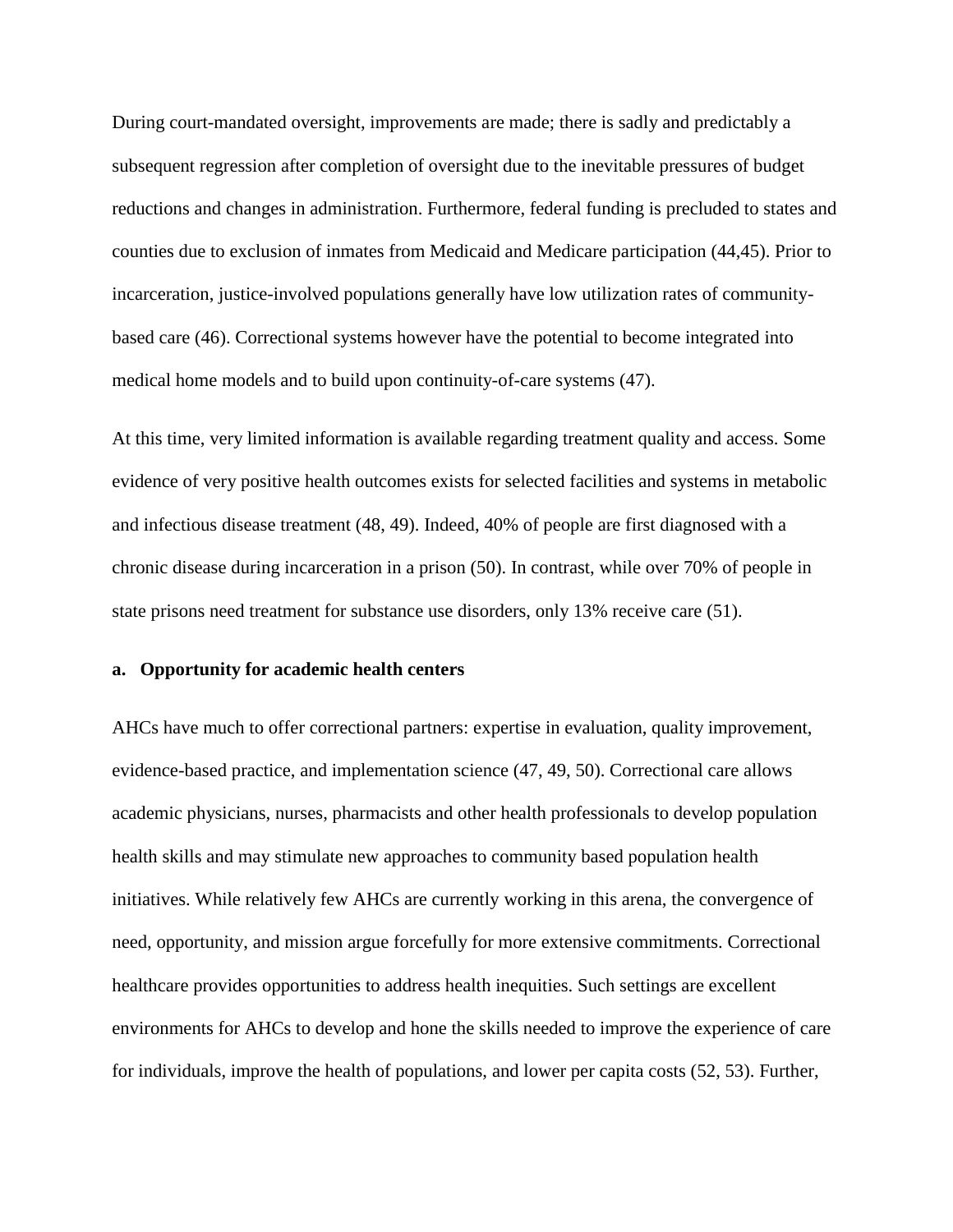During court-mandated oversight, improvements are made; there is sadly and predictably a subsequent regression after completion of oversight due to the inevitable pressures of budget reductions and changes in administration. Furthermore, federal funding is precluded to states and counties due to exclusion of inmates from Medicaid and Medicare participation (44,45). Prior to incarceration, justice-involved populations generally have low utilization rates of community-based care (46). Correctional systems however have the potential to become integrated into medical home models and to build upon continuity-of-care systems (47).

At this time, very limited information is available regarding treatment quality and access. Some evidence of very positive health outcomes exists for selected facilities and systems in metabolic and infectious disease treatment (48, 49). Indeed, 40% of people are first diagnosed with a chronic disease during incarceration in a prison (50). In contrast, while over 70% of people in state prisons need treatment for substance use disorders, only 13% receive care (51).

**a. Opportunity for academic health centers**

AHCs have much to offer correctional partners: expertise in evaluation, quality improvement, evidence-based practice, and implementation science (47, 49, 50). Correctional care allows academic physicians, nurses, pharmacists and other health professionals to develop population health skills and may stimulate new approaches to community based population health initiatives. While relatively few AHCs are currently working in this arena, the convergence of need, opportunity, and mission argue forcefully for more extensive commitments. Correctional healthcare provides opportunities to address health inequities. Such settings are excellent environments for AHCs to develop and hone the skills needed to improve the experience of care for individuals, improve the health of populations, and lower per capita costs (52, 53). Further,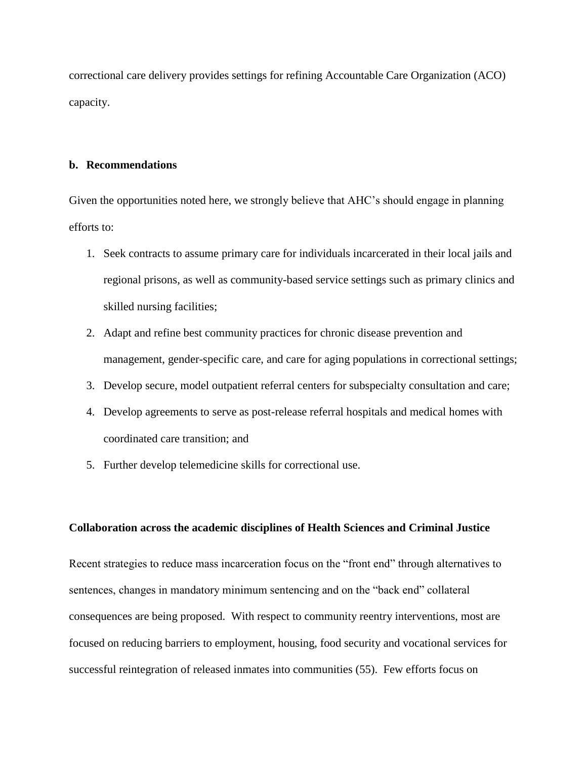correctional care delivery provides settings for refining Accountable Care Organization (ACO) capacity.

### b. Recommendations

Given the opportunities noted here, we strongly believe that AHC's should engage in planning efforts to:

1. Seek contracts to assume primary care for individuals incarcerated in their local jails and regional prisons, as well as community-based service settings such as primary clinics and skilled nursing facilities;
2. Adapt and refine best community practices for chronic disease prevention and management, gender-specific care, and care for aging populations in correctional settings;
3. Develop secure, model outpatient referral centers for subspecialty consultation and care;
4. Develop agreements to serve as post-release referral hospitals and medical homes with coordinated care transition; and
5. Further develop telemedicine skills for correctional use.

### Collaboration across the academic disciplines of Health Sciences and Criminal Justice

Recent strategies to reduce mass incarceration focus on the "front end" through alternatives to sentences, changes in mandatory minimum sentencing and on the "back end" collateral consequences are being proposed. With respect to community reentry interventions, most are focused on reducing barriers to employment, housing, food security and vocational services for successful reintegration of released inmates into communities (55). Few efforts focus on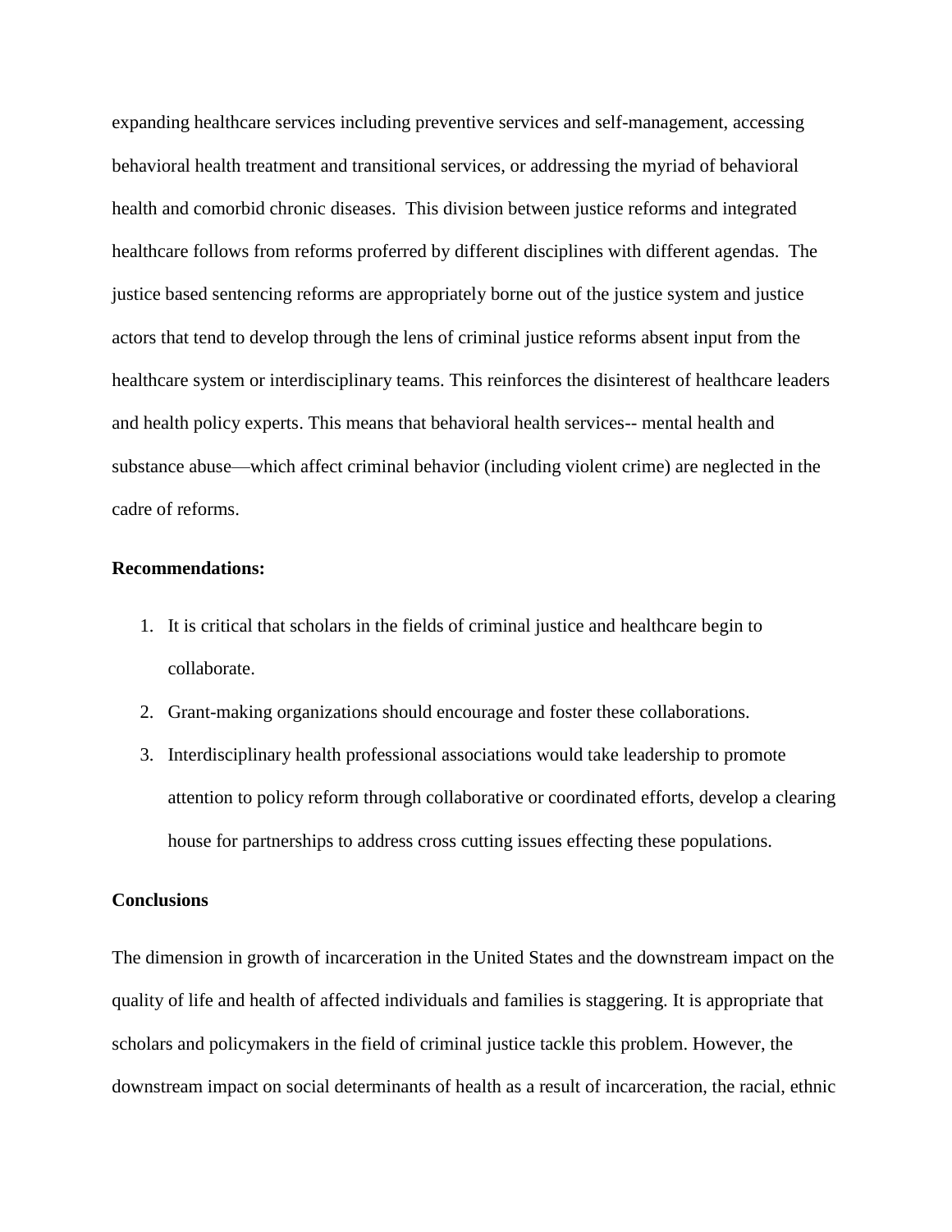expanding healthcare services including preventive services and self-management, accessing behavioral health treatment and transitional services, or addressing the myriad of behavioral health and comorbid chronic diseases. This division between justice reforms and integrated healthcare follows from reforms proferred by different disciplines with different agendas. The justice based sentencing reforms are appropriately borne out of the justice system and justice actors that tend to develop through the lens of criminal justice reforms absent input from the healthcare system or interdisciplinary teams. This reinforces the disinterest of healthcare leaders and health policy experts. This means that behavioral health services-- mental health and substance abuse—which affect criminal behavior (including violent crime) are neglected in the cadre of reforms.

**Recommendations:**

1. It is critical that scholars in the fields of criminal justice and healthcare begin to collaborate.
2. Grant-making organizations should encourage and foster these collaborations.
3. Interdisciplinary health professional associations would take leadership to promote attention to policy reform through collaborative or coordinated efforts, develop a clearing house for partnerships to address cross cutting issues effecting these populations.

**Conclusions**

The dimension in growth of incarceration in the United States and the downstream impact on the quality of life and health of affected individuals and families is staggering. It is appropriate that scholars and policymakers in the field of criminal justice tackle this problem. However, the downstream impact on social determinants of health as a result of incarceration, the racial, ethnic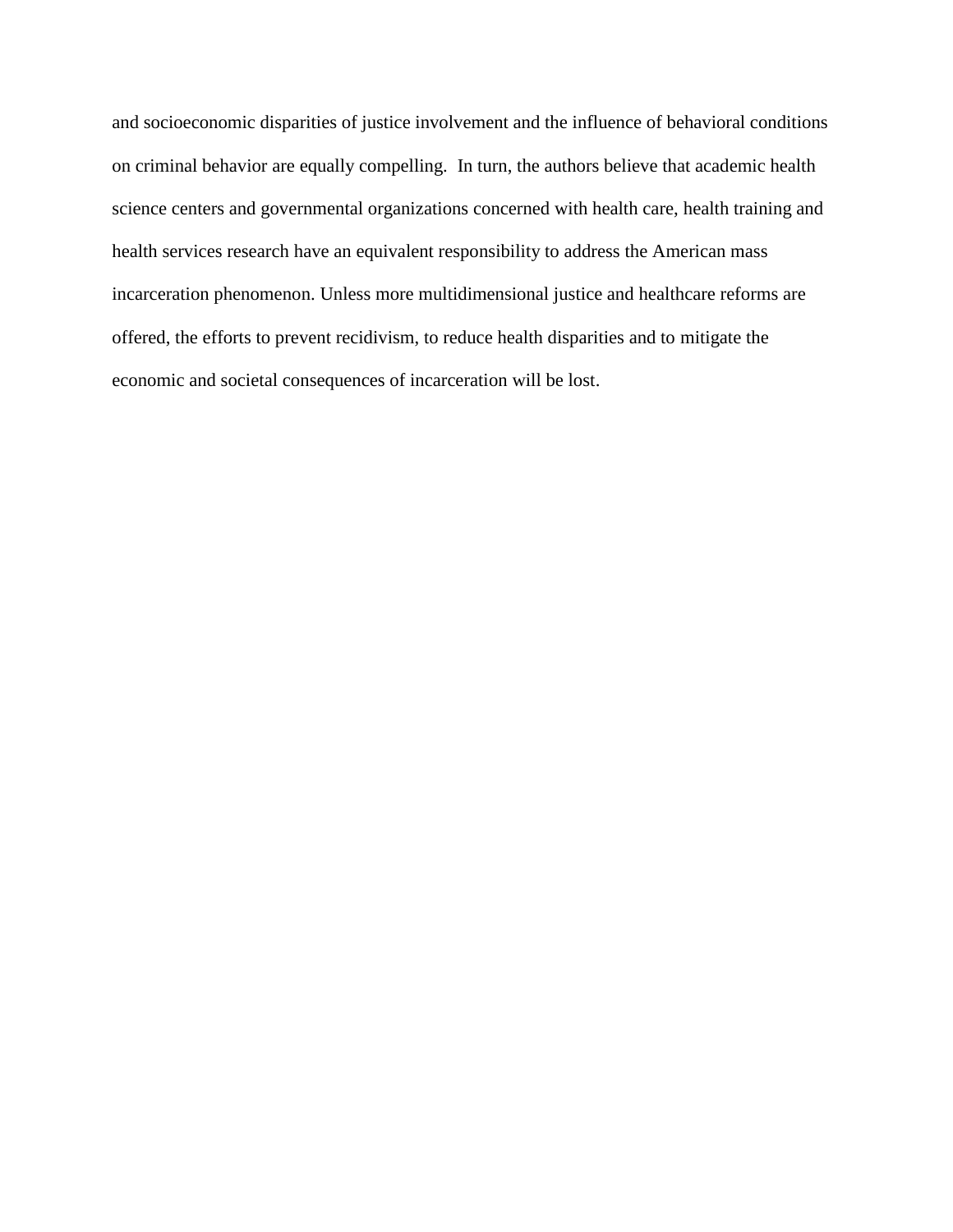and socioeconomic disparities of justice involvement and the influence of behavioral conditions on criminal behavior are equally compelling. In turn, the authors believe that academic health science centers and governmental organizations concerned with health care, health training and health services research have an equivalent responsibility to address the American mass incarceration phenomenon. Unless more multidimensional justice and healthcare reforms are offered, the efforts to prevent recidivism, to reduce health disparities and to mitigate the economic and societal consequences of incarceration will be lost.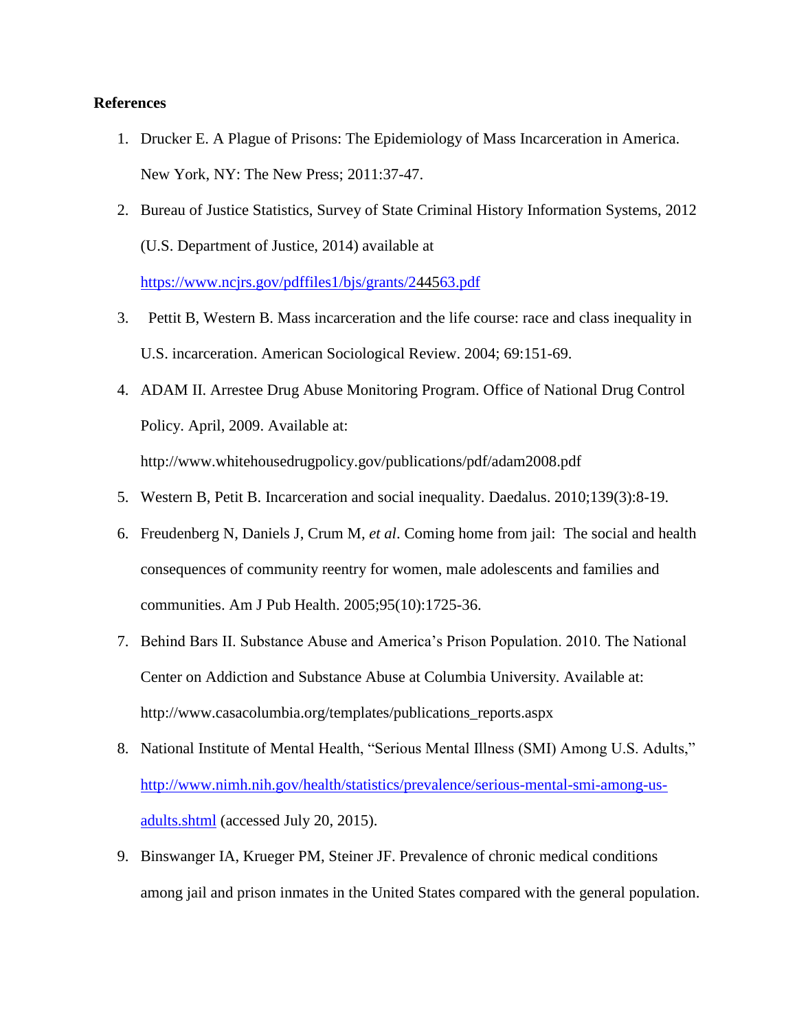**References**

1. Drucker E. A Plague of Prisons: The Epidemiology of Mass Incarceration in America. New York, NY: The New Press; 2011:37-47.
2. Bureau of Justice Statistics, Survey of State Criminal History Information Systems, 2012 (U.S. Department of Justice, 2014) available at https://www.ncjrs.gov/pdffiles1/bjs/grants/244563.pdf
3. Pettit B, Western B. Mass incarceration and the life course: race and class inequality in U.S. incarceration. American Sociological Review. 2004; 69:151-69.
4. ADAM II. Arrestee Drug Abuse Monitoring Program. Office of National Drug Control Policy. April, 2009. Available at: http://www.whitehousedrugpolicy.gov/publications/pdf/adam2008.pdf
5. Western B, Petit B. Incarceration and social inequality. Daedalus. 2010;139(3):8-19.
6. Freudenberg N, Daniels J, Crum M, *et al*. Coming home from jail: The social and health consequences of community reentry for women, male adolescents and families and communities. Am J Pub Health. 2005;95(10):1725-36.
7. Behind Bars II. Substance Abuse and America's Prison Population. 2010. The National Center on Addiction and Substance Abuse at Columbia University. Available at: http://www.casacolumbia.org/templates/publications_reports.aspx
8. National Institute of Mental Health, "Serious Mental Illness (SMI) Among U.S. Adults," http://www.nimh.nih.gov/health/statistics/prevalence/serious-mental-smi-among-us-adults.shtml (accessed July 20, 2015).
9. Binswanger IA, Krueger PM, Steiner JF. Prevalence of chronic medical conditions among jail and prison inmates in the United States compared with the general population.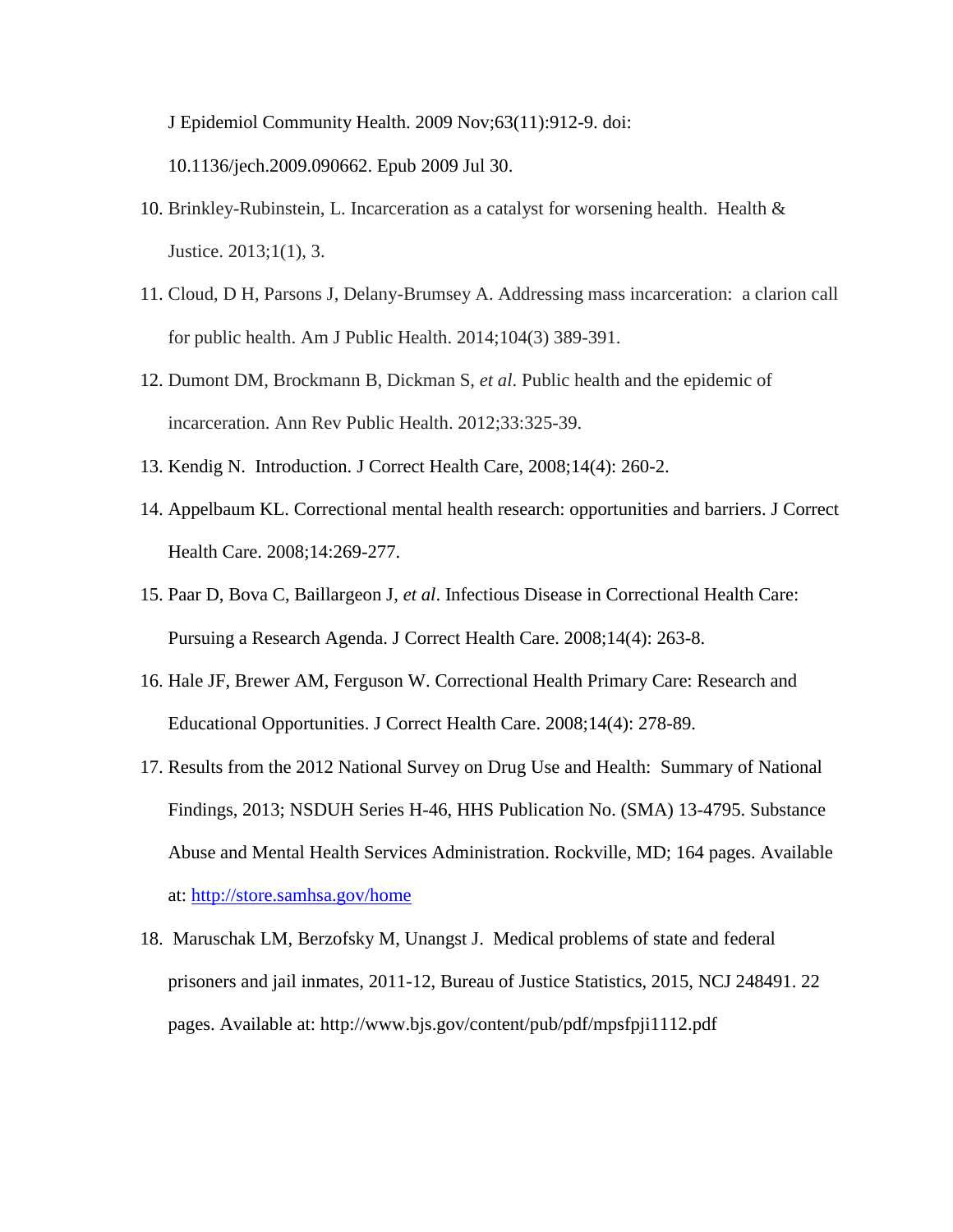J Epidemiol Community Health. 2009 Nov;63(11):912-9. doi: 10.1136/jech.2009.090662. Epub 2009 Jul 30.

10. Brinkley-Rubinstein, L. Incarceration as a catalyst for worsening health. Health & Justice. 2013;1(1), 3.
11. Cloud, D H, Parsons J, Delany-Brumsey A. Addressing mass incarceration: a clarion call for public health. Am J Public Health. 2014;104(3) 389-391.
12. Dumont DM, Brockmann B, Dickman S, *et al*. Public health and the epidemic of incarceration. Ann Rev Public Health. 2012;33:325-39.
13. Kendig N. Introduction. J Correct Health Care, 2008;14(4): 260-2.
14. Appelbaum KL. Correctional mental health research: opportunities and barriers. J Correct Health Care. 2008;14:269-277.
15. Paar D, Bova C, Baillargeon J, *et al*. Infectious Disease in Correctional Health Care: Pursuing a Research Agenda. J Correct Health Care. 2008;14(4): 263-8.
16. Hale JF, Brewer AM, Ferguson W. Correctional Health Primary Care: Research and Educational Opportunities. J Correct Health Care. 2008;14(4): 278-89.
17. Results from the 2012 National Survey on Drug Use and Health: Summary of National Findings, 2013; NSDUH Series H-46, HHS Publication No. (SMA) 13-4795. Substance Abuse and Mental Health Services Administration. Rockville, MD; 164 pages. Available at: http://store.samhsa.gov/home
18. Maruschak LM, Berzofsky M, Unangst J. Medical problems of state and federal prisoners and jail inmates, 2011-12, Bureau of Justice Statistics, 2015, NCJ 248491. 22 pages. Available at: http://www.bjs.gov/content/pub/pdf/mpsfpji1112.pdf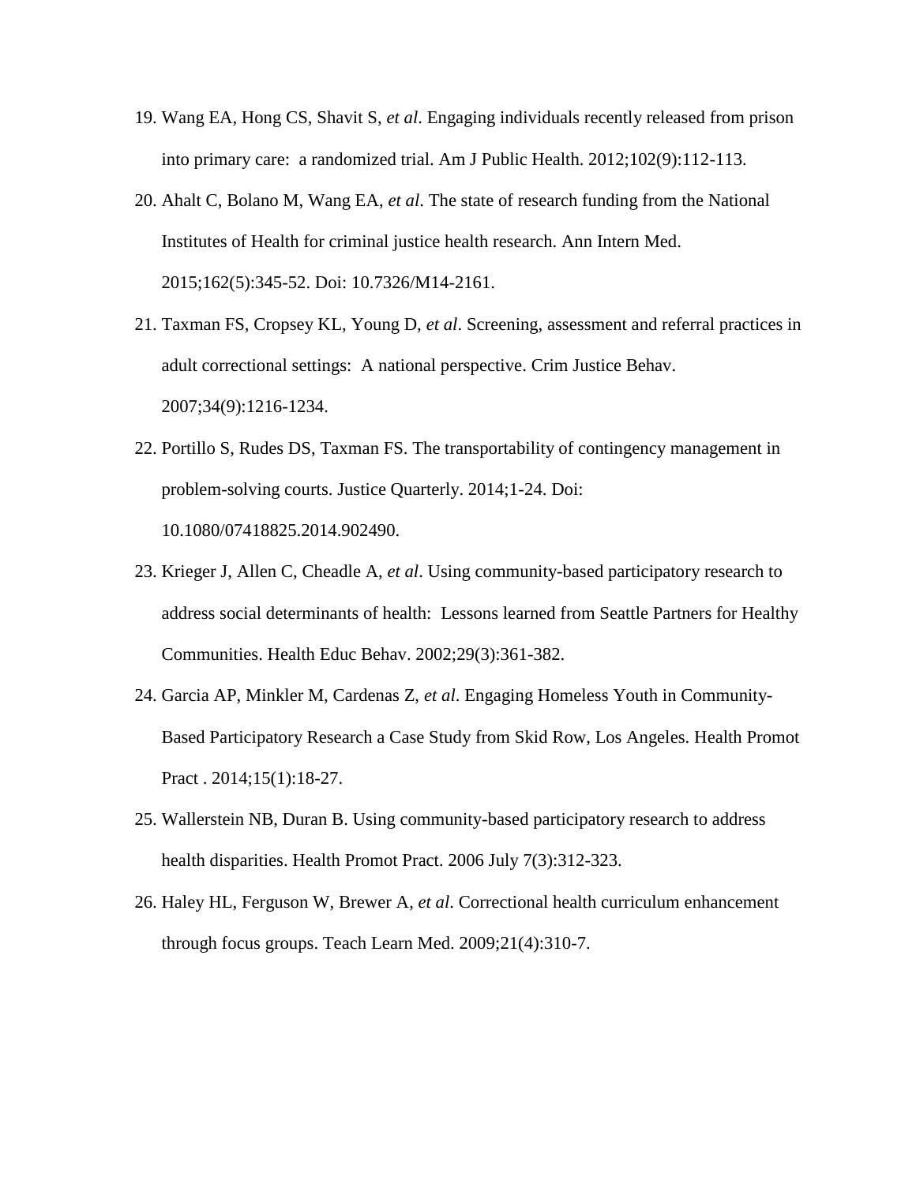19. Wang EA, Hong CS, Shavit S, *et al*. Engaging individuals recently released from prison into primary care: a randomized trial. Am J Public Health. 2012;102(9):112-113.
20. Ahalt C, Bolano M, Wang EA, *et al*. The state of research funding from the National Institutes of Health for criminal justice health research. Ann Intern Med. 2015;162(5):345-52. Doi: 10.7326/M14-2161.
21. Taxman FS, Cropsey KL, Young D, *et al*. Screening, assessment and referral practices in adult correctional settings: A national perspective. Crim Justice Behav. 2007;34(9):1216-1234.
22. Portillo S, Rudes DS, Taxman FS. The transportability of contingency management in problem-solving courts. Justice Quarterly. 2014;1-24. Doi: 10.1080/07418825.2014.902490.
23. Krieger J, Allen C, Cheadle A, *et al*. Using community-based participatory research to address social determinants of health: Lessons learned from Seattle Partners for Healthy Communities. Health Educ Behav. 2002;29(3):361-382.
24. Garcia AP, Minkler M, Cardenas Z, *et al*. Engaging Homeless Youth in Community-Based Participatory Research a Case Study from Skid Row, Los Angeles. Health Promot Pract . 2014;15(1):18-27.
25. Wallerstein NB, Duran B. Using community-based participatory research to address health disparities. Health Promot Pract. 2006 July 7(3):312-323.
26. Haley HL, Ferguson W, Brewer A, *et al*. Correctional health curriculum enhancement through focus groups. Teach Learn Med. 2009;21(4):310-7.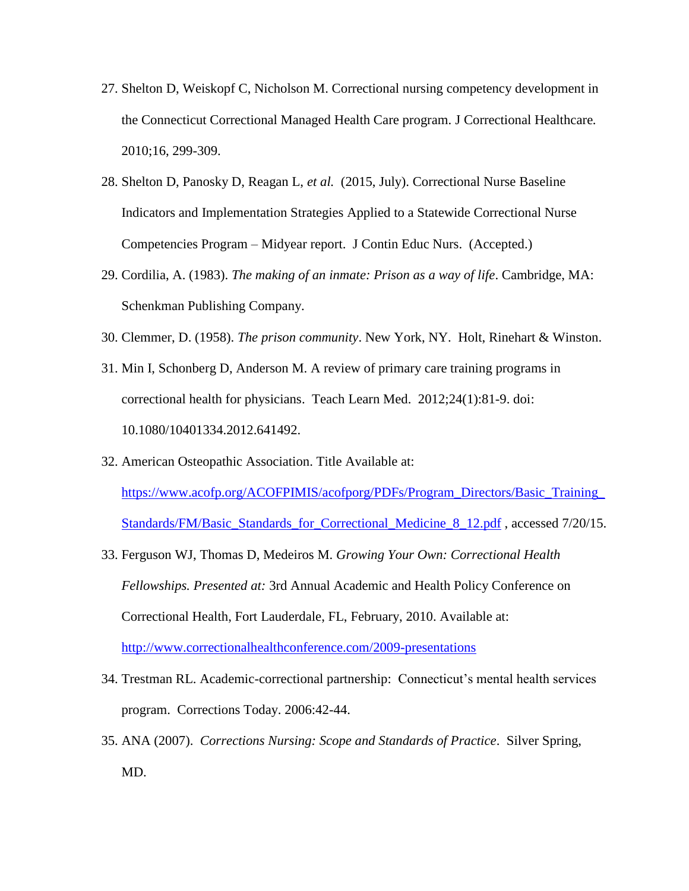27. Shelton D, Weiskopf C, Nicholson M. Correctional nursing competency development in the Connecticut Correctional Managed Health Care program. J Correctional Healthcare. 2010;16, 299-309.

28. Shelton D, Panosky D, Reagan L, *et al.* (2015, July). Correctional Nurse Baseline Indicators and Implementation Strategies Applied to a Statewide Correctional Nurse Competencies Program – Midyear report. J Contin Educ Nurs. (Accepted.)

29. Cordilia, A. (1983). *The making of an inmate: Prison as a way of life*. Cambridge, MA: Schenkman Publishing Company.

30. Clemmer, D. (1958). *The prison community*. New York, NY. Holt, Rinehart & Winston.

31. Min I, Schonberg D, Anderson M. A review of primary care training programs in correctional health for physicians. Teach Learn Med. 2012;24(1):81-9. doi: 10.1080/10401334.2012.641492.

32. American Osteopathic Association. Title Available at: [https://www.acofp.org/ACOFPIMIS/acofporg/PDFs/Program_Directors/Basic_Training_Standards/FM/Basic_Standards_for_Correctional_Medicine_8_12.pdf](https://www.acofp.org/ACOFPIMIS/acofporg/PDFs/Program_Directors/Basic_Training_Standards/FM/Basic_Standards_for_Correctional_Medicine_8_12.pdf) , accessed 7/20/15.

33. Ferguson WJ, Thomas D, Medeiros M. *Growing Your Own: Correctional Health Fellowships. Presented at:* 3rd Annual Academic and Health Policy Conference on Correctional Health, Fort Lauderdale, FL, February, 2010. Available at: [http://www.correctionalhealthconference.com/2009-presentations](http://www.correctionalhealthconference.com/2009-presentations)

34. Trestman RL. Academic-correctional partnership: Connecticut's mental health services program. Corrections Today. 2006:42-44.

35. ANA (2007). *Corrections Nursing: Scope and Standards of Practice*. Silver Spring, MD.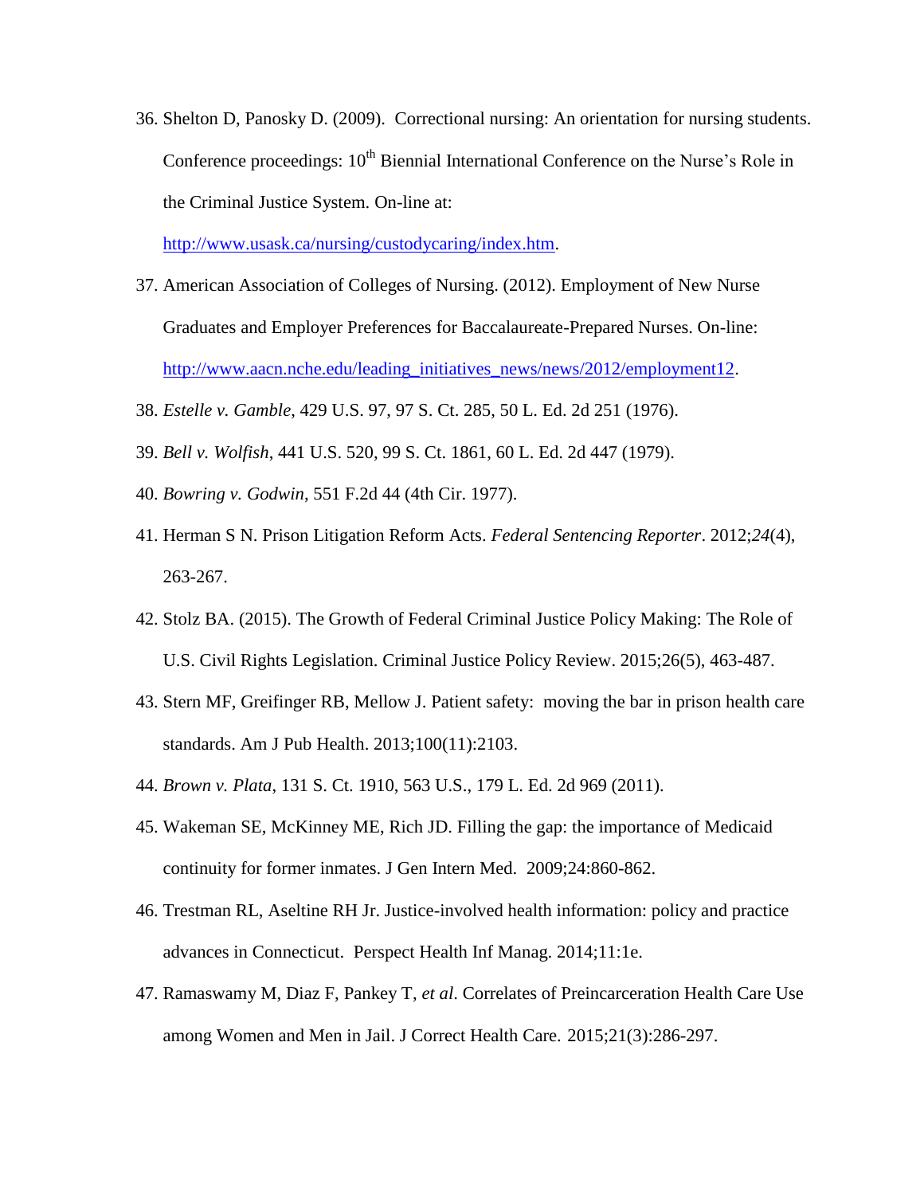36. Shelton D, Panosky D. (2009). Correctional nursing: An orientation for nursing students. Conference proceedings: 10th Biennial International Conference on the Nurse's Role in the Criminal Justice System. On-line at: http://www.usask.ca/nursing/custodycaring/index.htm.
37. American Association of Colleges of Nursing. (2012). Employment of New Nurse Graduates and Employer Preferences for Baccalaureate-Prepared Nurses. On-line: http://www.aacn.nche.edu/leading_initiatives_news/news/2012/employment12.
38. *Estelle v. Gamble*, 429 U.S. 97, 97 S. Ct. 285, 50 L. Ed. 2d 251 (1976).
39. *Bell v. Wolfish*, 441 U.S. 520, 99 S. Ct. 1861, 60 L. Ed. 2d 447 (1979).
40. *Bowring v. Godwin*, 551 F.2d 44 (4th Cir. 1977).
41. Herman S N. Prison Litigation Reform Acts. *Federal Sentencing Reporter*. 2012;*24*(4), 263-267.
42. Stolz BA. (2015). The Growth of Federal Criminal Justice Policy Making: The Role of U.S. Civil Rights Legislation. Criminal Justice Policy Review. 2015;26(5), 463-487.
43. Stern MF, Greifinger RB, Mellow J. Patient safety: moving the bar in prison health care standards. Am J Pub Health. 2013;100(11):2103.
44. *Brown v. Plata*, 131 S. Ct. 1910, 563 U.S., 179 L. Ed. 2d 969 (2011).
45. Wakeman SE, McKinney ME, Rich JD. Filling the gap: the importance of Medicaid continuity for former inmates. J Gen Intern Med. 2009;24:860-862.
46. Trestman RL, Aseltine RH Jr. Justice-involved health information: policy and practice advances in Connecticut. Perspect Health Inf Manag. 2014;11:1e.
47. Ramaswamy M, Diaz F, Pankey T, *et al*. Correlates of Preincarceration Health Care Use among Women and Men in Jail. J Correct Health Care. 2015;21(3):286-297.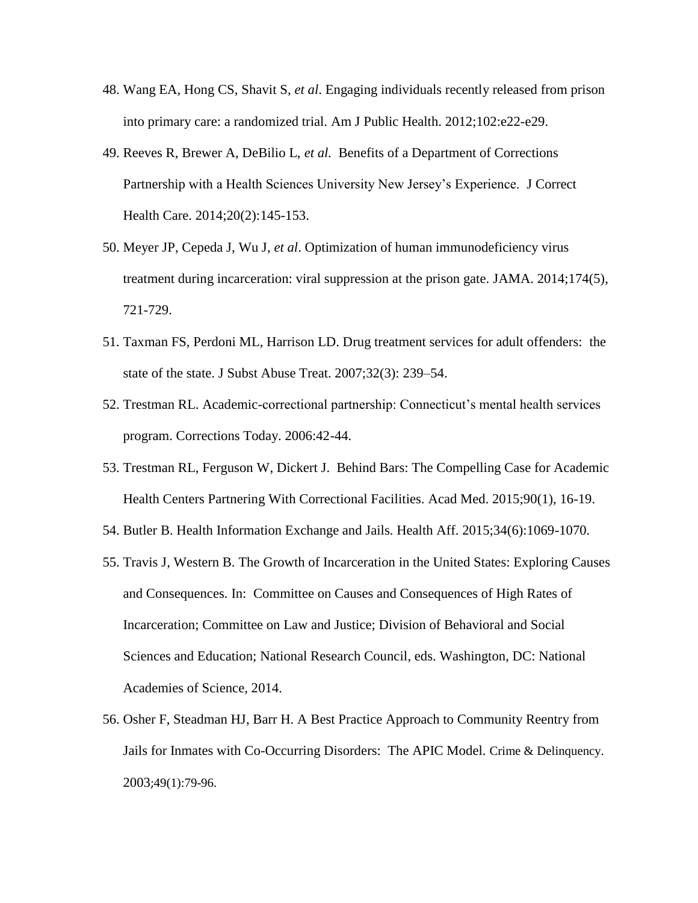48. Wang EA, Hong CS, Shavit S, *et al*. Engaging individuals recently released from prison into primary care: a randomized trial. Am J Public Health. 2012;102:e22-e29.
49. Reeves R, Brewer A, DeBilio L, *et al.* Benefits of a Department of Corrections Partnership with a Health Sciences University New Jersey's Experience. J Correct Health Care. 2014;20(2):145-153.
50. Meyer JP, Cepeda J, Wu J, *et al*. Optimization of human immunodeficiency virus treatment during incarceration: viral suppression at the prison gate. JAMA. 2014;174(5), 721-729.
51. Taxman FS, Perdoni ML, Harrison LD. Drug treatment services for adult offenders: the state of the state. J Subst Abuse Treat. 2007;32(3): 239–54.
52. Trestman RL. Academic-correctional partnership: Connecticut's mental health services program. Corrections Today. 2006:42-44.
53. Trestman RL, Ferguson W, Dickert J. Behind Bars: The Compelling Case for Academic Health Centers Partnering With Correctional Facilities. Acad Med. 2015;90(1), 16-19.
54. Butler B. Health Information Exchange and Jails. Health Aff. 2015;34(6):1069-1070.
55. Travis J, Western B. The Growth of Incarceration in the United States: Exploring Causes and Consequences. In: Committee on Causes and Consequences of High Rates of Incarceration; Committee on Law and Justice; Division of Behavioral and Social Sciences and Education; National Research Council, eds. Washington, DC: National Academies of Science, 2014.
56. Osher F, Steadman HJ, Barr H. A Best Practice Approach to Community Reentry from Jails for Inmates with Co-Occurring Disorders: The APIC Model. Crime & Delinquency. 2003;49(1):79-96.